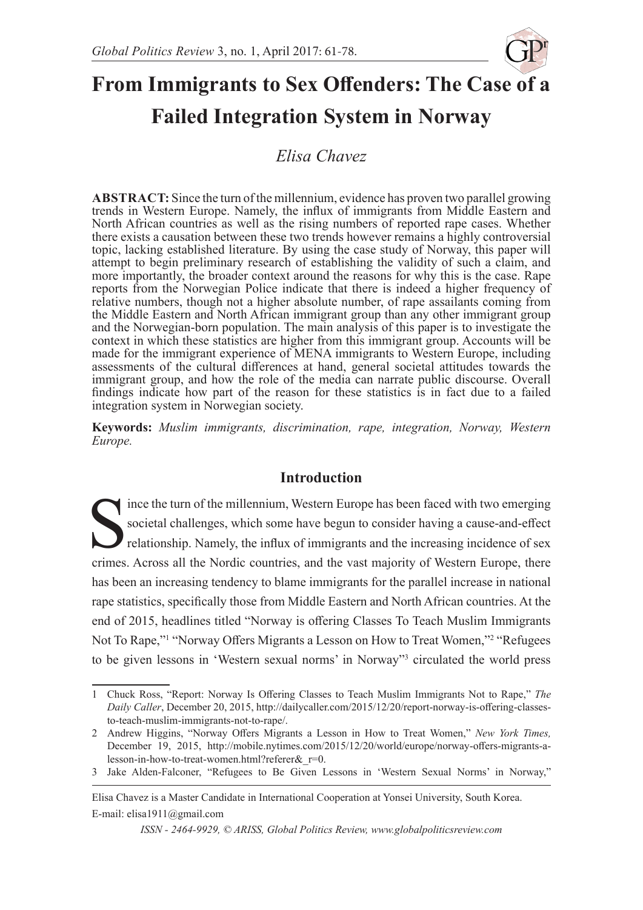# From Immigrants to Sex Offenders: The Case of a Failed Integration System in Norway

*Elisa Chavez*

**ABSTRACT:** Since the turn of the millennium, evidence has proven two parallel growing trends in Western Europe. Namely, the influx of immigrants from Middle Eastern and North African countries as well as the rising numbers of reported rape cases. Whether there exists a causation between these two trends however remains a highly controversial topic, lacking established literature. By using the case study of Norway, this paper will attempt to begin preliminary research of establishing the validity of such a claim, and more importantly, the broader context around the reasons for why this is the case. Rape reports from the Norwegian Police indicate that there is indeed a higher frequency of relative numbers, though not a higher absolute number, of rape assailants coming from the Middle Eastern and North African immigrant group than any other immigrant group and the Norwegian-born population. The main analysis of this paper is to investigate the context in which these statistics are higher from this immigrant group. Accounts will be made for the immigrant experience of MENA immigrants to Western Europe, including assessments of the cultural differences at hand, general societal attitudes towards the immigrant group, and how the role of the media can narrate public discourse. Overall findings indicate how part of the reason for these statistics is in fact due to a failed integration system in Norwegian society.

**Keywords:** *Muslim immigrants, discrimination, rape, integration, Norway, Western Europe.*

## Introduction

Since the turn of the millennium, Western Europe has been faced with two emerging societal challenges, which some have begun to consider having a cause-and-effect relationship. Namely, the influx of immigrants and the increasing incidence of sex crimes. Across all the Nordic countries, and the vast majority of Western Europe, there has been an increasing tendency to blame immigrants for the parallel increase in national rape statistics, specifically those from Middle Eastern and North African countries. At the end of 2015, headlines titled "Norway is offering Classes To Teach Muslim Immigrants Not To Rape,"[1] "Norway Offers Migrants a Lesson on How to Treat Women,"[2] "Refugees to be given lessons in 'Western sexual norms' in Norway"[3] circulated the world press

---

1 Chuck Ross, "Report: Norway Is Offering Classes to Teach Muslim Immigrants Not to Rape," *The Daily Caller*, December 20, 2015, http://dailycaller.com/2015/12/20/report-norway-is-offering-classes-to-teach-muslim-immigrants-not-to-rape/.

2 Andrew Higgins, "Norway Offers Migrants a Lesson in How to Treat Women," *New York Times,* December 19, 2015, http://mobile.nytimes.com/2015/12/20/world/europe/norway-offers-migrants-a-lesson-in-how-to-treat-women.html?referer&_r=0.

3 Jake Alden-Falconer, "Refugees to Be Given Lessons in 'Western Sexual Norms' in Norway,"

---

Elisa Chavez is a Master Candidate in International Cooperation at Yonsei University, South Korea.
E-mail: elisa1911@gmail.com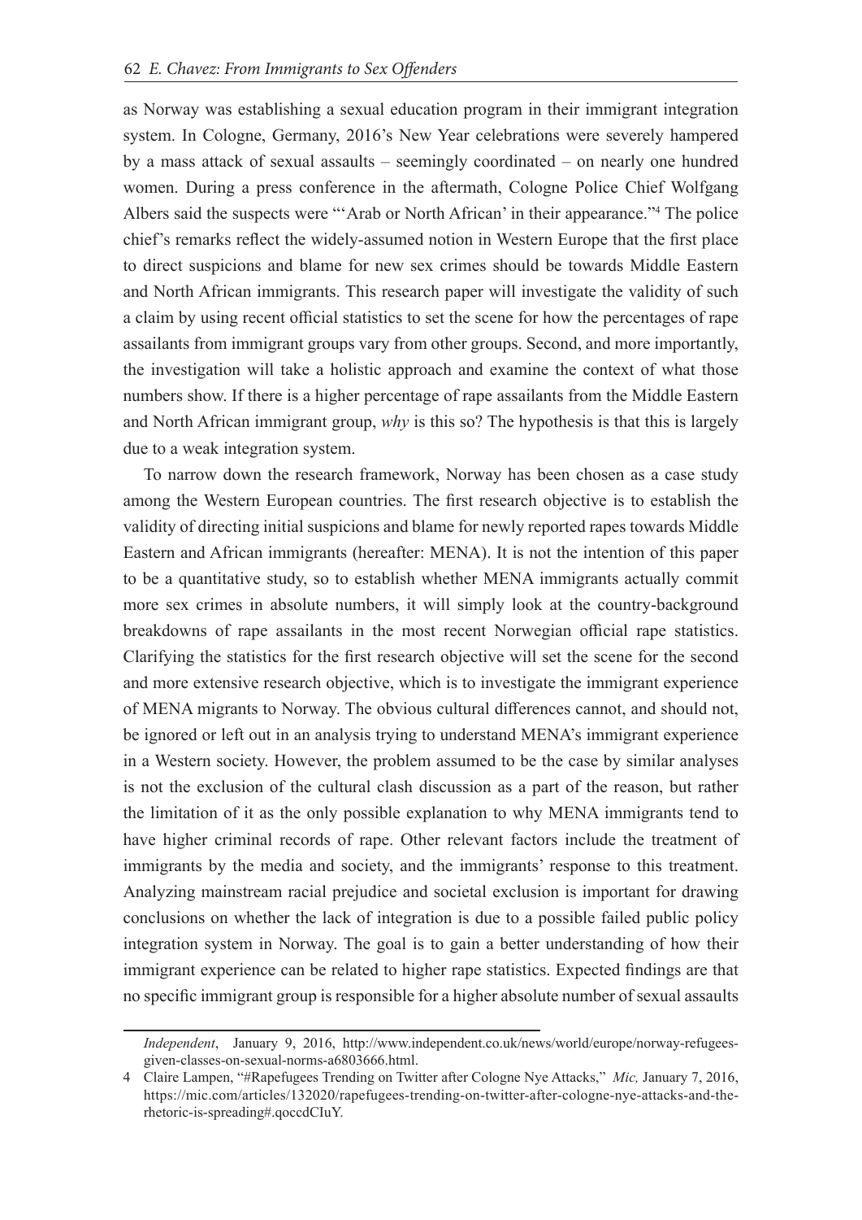as Norway was establishing a sexual education program in their immigrant integration system. In Cologne, Germany, 2016's New Year celebrations were severely hampered by a mass attack of sexual assaults – seemingly coordinated – on nearly one hundred women. During a press conference in the aftermath, Cologne Police Chief Wolfgang Albers said the suspects were "'Arab or North African' in their appearance."[4] The police chief's remarks reflect the widely-assumed notion in Western Europe that the first place to direct suspicions and blame for new sex crimes should be towards Middle Eastern and North African immigrants. This research paper will investigate the validity of such a claim by using recent official statistics to set the scene for how the percentages of rape assailants from immigrant groups vary from other groups. Second, and more importantly, the investigation will take a holistic approach and examine the context of what those numbers show. If there is a higher percentage of rape assailants from the Middle Eastern and North African immigrant group, *why* is this so? The hypothesis is that this is largely due to a weak integration system.

To narrow down the research framework, Norway has been chosen as a case study among the Western European countries. The first research objective is to establish the validity of directing initial suspicions and blame for newly reported rapes towards Middle Eastern and African immigrants (hereafter: MENA). It is not the intention of this paper to be a quantitative study, so to establish whether MENA immigrants actually commit more sex crimes in absolute numbers, it will simply look at the country-background breakdowns of rape assailants in the most recent Norwegian official rape statistics. Clarifying the statistics for the first research objective will set the scene for the second and more extensive research objective, which is to investigate the immigrant experience of MENA migrants to Norway. The obvious cultural differences cannot, and should not, be ignored or left out in an analysis trying to understand MENA's immigrant experience in a Western society. However, the problem assumed to be the case by similar analyses is not the exclusion of the cultural clash discussion as a part of the reason, but rather the limitation of it as the only possible explanation to why MENA immigrants tend to have higher criminal records of rape. Other relevant factors include the treatment of immigrants by the media and society, and the immigrants' response to this treatment. Analyzing mainstream racial prejudice and societal exclusion is important for drawing conclusions on whether the lack of integration is due to a possible failed public policy integration system in Norway. The goal is to gain a better understanding of how their immigrant experience can be related to higher rape statistics. Expected findings are that no specific immigrant group is responsible for a higher absolute number of sexual assaults

---

*Independent*, January 9, 2016, http://www.independent.co.uk/news/world/europe/norway-refugees-given-classes-on-sexual-norms-a6803666.html.

4 Claire Lampen, "#Rapefugees Trending on Twitter after Cologne Nye Attacks," *Mic,* January 7, 2016, https://mic.com/articles/132020/rapefugees-trending-on-twitter-after-cologne-nye-attacks-and-the-rhetoric-is-spreading#.qoccdCIuY.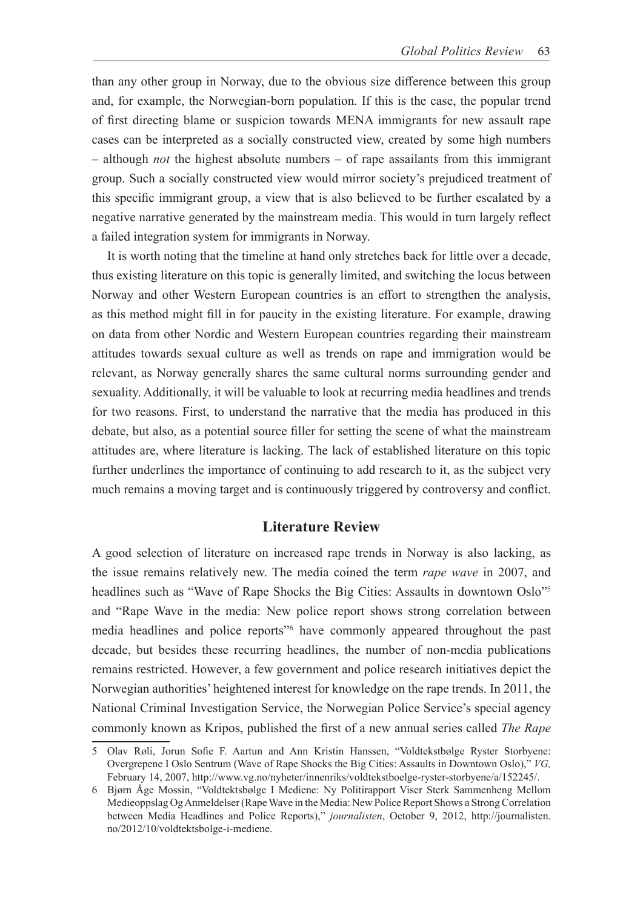than any other group in Norway, due to the obvious size difference between this group and, for example, the Norwegian-born population. If this is the case, the popular trend of first directing blame or suspicion towards MENA immigrants for new assault rape cases can be interpreted as a socially constructed view, created by some high numbers – although *not* the highest absolute numbers – of rape assailants from this immigrant group. Such a socially constructed view would mirror society's prejudiced treatment of this specific immigrant group, a view that is also believed to be further escalated by a negative narrative generated by the mainstream media. This would in turn largely reflect a failed integration system for immigrants in Norway.

It is worth noting that the timeline at hand only stretches back for little over a decade, thus existing literature on this topic is generally limited, and switching the locus between Norway and other Western European countries is an effort to strengthen the analysis, as this method might fill in for paucity in the existing literature. For example, drawing on data from other Nordic and Western European countries regarding their mainstream attitudes towards sexual culture as well as trends on rape and immigration would be relevant, as Norway generally shares the same cultural norms surrounding gender and sexuality. Additionally, it will be valuable to look at recurring media headlines and trends for two reasons. First, to understand the narrative that the media has produced in this debate, but also, as a potential source filler for setting the scene of what the mainstream attitudes are, where literature is lacking. The lack of established literature on this topic further underlines the importance of continuing to add research to it, as the subject very much remains a moving target and is continuously triggered by controversy and conflict.

## Literature Review

A good selection of literature on increased rape trends in Norway is also lacking, as the issue remains relatively new. The media coined the term *rape wave* in 2007, and headlines such as "Wave of Rape Shocks the Big Cities: Assaults in downtown Oslo"[5] and "Rape Wave in the media: New police report shows strong correlation between media headlines and police reports"[6] have commonly appeared throughout the past decade, but besides these recurring headlines, the number of non-media publications remains restricted. However, a few government and police research initiatives depict the Norwegian authorities' heightened interest for knowledge on the rape trends. In 2011, the National Criminal Investigation Service, the Norwegian Police Service's special agency commonly known as Kripos, published the first of a new annual series called *The Rape*

5 Olav Røli, Jorun Sofie F. Aartun and Ann Kristin Hanssen, "Voldtekstbølge Ryster Storbyene: Overgrepene I Oslo Sentrum (Wave of Rape Shocks the Big Cities: Assaults in Downtown Oslo)," *VG,* February 14, 2007, http://www.vg.no/nyheter/innenriks/voldtekstboelge-ryster-storbyene/a/152245/.

6 Bjørn Åge Mossin, "Voldtektsbølge I Mediene: Ny Politirapport Viser Sterk Sammenheng Mellom Medieoppslag Og Anmeldelser (Rape Wave in the Media: New Police Report Shows a Strong Correlation between Media Headlines and Police Reports)," *journalisten*, October 9, 2012, http://journalisten.no/2012/10/voldtektsbolge-i-mediene.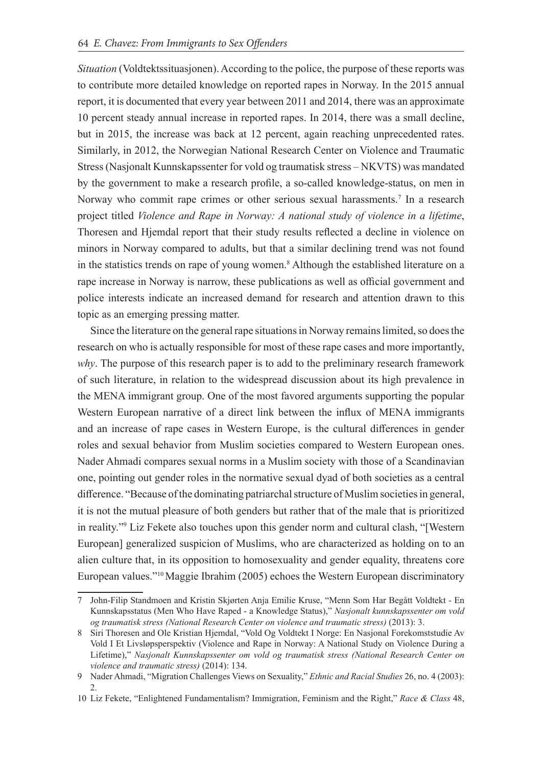*Situation* (Voldtektssituasjonen). According to the police, the purpose of these reports was to contribute more detailed knowledge on reported rapes in Norway. In the 2015 annual report, it is documented that every year between 2011 and 2014, there was an approximate 10 percent steady annual increase in reported rapes. In 2014, there was a small decline, but in 2015, the increase was back at 12 percent, again reaching unprecedented rates. Similarly, in 2012, the Norwegian National Research Center on Violence and Traumatic Stress (Nasjonalt Kunnskapssenter for vold og traumatisk stress – NKVTS) was mandated by the government to make a research profile, a so-called knowledge-status, on men in Norway who commit rape crimes or other serious sexual harassments.[7] In a research project titled *Violence and Rape in Norway: A national study of violence in a lifetime*, Thoresen and Hjemdal report that their study results reflected a decline in violence on minors in Norway compared to adults, but that a similar declining trend was not found in the statistics trends on rape of young women.[8] Although the established literature on a rape increase in Norway is narrow, these publications as well as official government and police interests indicate an increased demand for research and attention drawn to this topic as an emerging pressing matter.

Since the literature on the general rape situations in Norway remains limited, so does the research on who is actually responsible for most of these rape cases and more importantly, *why*. The purpose of this research paper is to add to the preliminary research framework of such literature, in relation to the widespread discussion about its high prevalence in the MENA immigrant group. One of the most favored arguments supporting the popular Western European narrative of a direct link between the influx of MENA immigrants and an increase of rape cases in Western Europe, is the cultural differences in gender roles and sexual behavior from Muslim societies compared to Western European ones. Nader Ahmadi compares sexual norms in a Muslim society with those of a Scandinavian one, pointing out gender roles in the normative sexual dyad of both societies as a central difference. "Because of the dominating patriarchal structure of Muslim societies in general, it is not the mutual pleasure of both genders but rather that of the male that is prioritized in reality."[9] Liz Fekete also touches upon this gender norm and cultural clash, "[Western European] generalized suspicion of Muslims, who are characterized as holding on to an alien culture that, in its opposition to homosexuality and gender equality, threatens core European values."[10] Maggie Ibrahim (2005) echoes the Western European discriminatory

---

7 John-Filip Standmoen and Kristin Skjørten Anja Emilie Kruse, "Menn Som Har Begått Voldtekt - En Kunnskapsstatus (Men Who Have Raped - a Knowledge Status)," *Nasjonalt kunnskapssenter om vold og traumatisk stress (National Research Center on violence and traumatic stress)* (2013): 3.

8 Siri Thoresen and Ole Kristian Hjemdal, "Vold Og Voldtekt I Norge: En Nasjonal Forekomststudie Av Vold I Et Livsløpsperspektiv (Violence and Rape in Norway: A National Study on Violence During a Lifetime)," *Nasjonalt Kunnskapssenter om vold og traumatisk stress (National Research Center on violence and traumatic stress)* (2014): 134.

9 Nader Ahmadi, "Migration Challenges Views on Sexuality," *Ethnic and Racial Studies* 26, no. 4 (2003): 2.

10 Liz Fekete, "Enlightened Fundamentalism? Immigration, Feminism and the Right," *Race & Class* 48,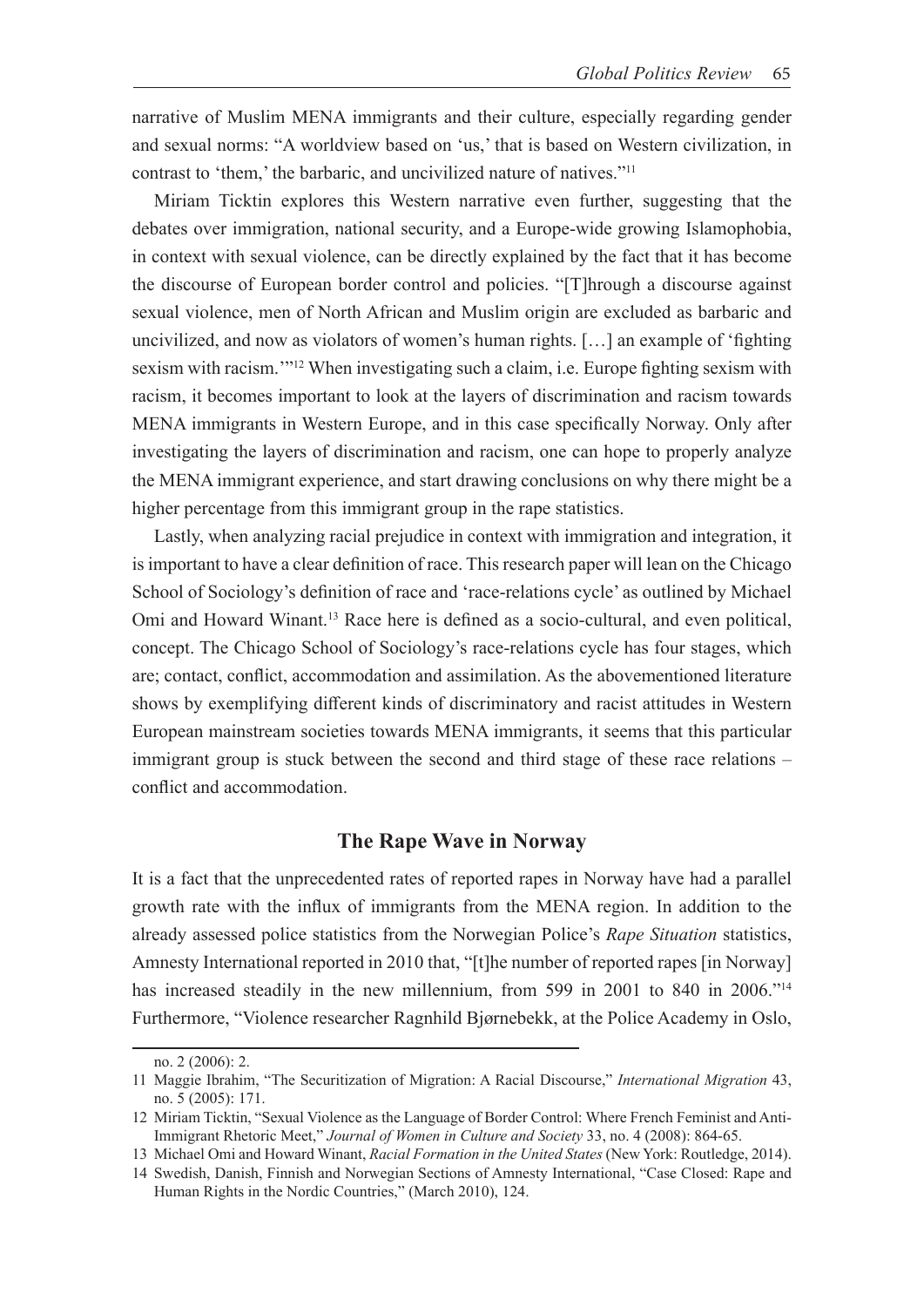narrative of Muslim MENA immigrants and their culture, especially regarding gender and sexual norms: "A worldview based on 'us,' that is based on Western civilization, in contrast to 'them,' the barbaric, and uncivilized nature of natives."[11]

Miriam Ticktin explores this Western narrative even further, suggesting that the debates over immigration, national security, and a Europe-wide growing Islamophobia, in context with sexual violence, can be directly explained by the fact that it has become the discourse of European border control and policies. "[T]hrough a discourse against sexual violence, men of North African and Muslim origin are excluded as barbaric and uncivilized, and now as violators of women's human rights. […] an example of 'fighting sexism with racism.'"[12] When investigating such a claim, i.e. Europe fighting sexism with racism, it becomes important to look at the layers of discrimination and racism towards MENA immigrants in Western Europe, and in this case specifically Norway. Only after investigating the layers of discrimination and racism, one can hope to properly analyze the MENA immigrant experience, and start drawing conclusions on why there might be a higher percentage from this immigrant group in the rape statistics.

Lastly, when analyzing racial prejudice in context with immigration and integration, it is important to have a clear definition of race. This research paper will lean on the Chicago School of Sociology's definition of race and 'race-relations cycle' as outlined by Michael Omi and Howard Winant.[13] Race here is defined as a socio-cultural, and even political, concept. The Chicago School of Sociology's race-relations cycle has four stages, which are; contact, conflict, accommodation and assimilation. As the abovementioned literature shows by exemplifying different kinds of discriminatory and racist attitudes in Western European mainstream societies towards MENA immigrants, it seems that this particular immigrant group is stuck between the second and third stage of these race relations – conflict and accommodation.

## The Rape Wave in Norway

It is a fact that the unprecedented rates of reported rapes in Norway have had a parallel growth rate with the influx of immigrants from the MENA region. In addition to the already assessed police statistics from the Norwegian Police's *Rape Situation* statistics, Amnesty International reported in 2010 that, "[t]he number of reported rapes [in Norway] has increased steadily in the new millennium, from 599 in 2001 to 840 in 2006."[14] Furthermore, "Violence researcher Ragnhild Bjørnebekk, at the Police Academy in Oslo,

---

no. 2 (2006): 2.

11 Maggie Ibrahim, "The Securitization of Migration: A Racial Discourse," *International Migration* 43, no. 5 (2005): 171.

12 Miriam Ticktin, "Sexual Violence as the Language of Border Control: Where French Feminist and Anti-Immigrant Rhetoric Meet," *Journal of Women in Culture and Society* 33, no. 4 (2008): 864-65.

13 Michael Omi and Howard Winant, *Racial Formation in the United States* (New York: Routledge, 2014).

14 Swedish, Danish, Finnish and Norwegian Sections of Amnesty International, "Case Closed: Rape and Human Rights in the Nordic Countries," (March 2010), 124.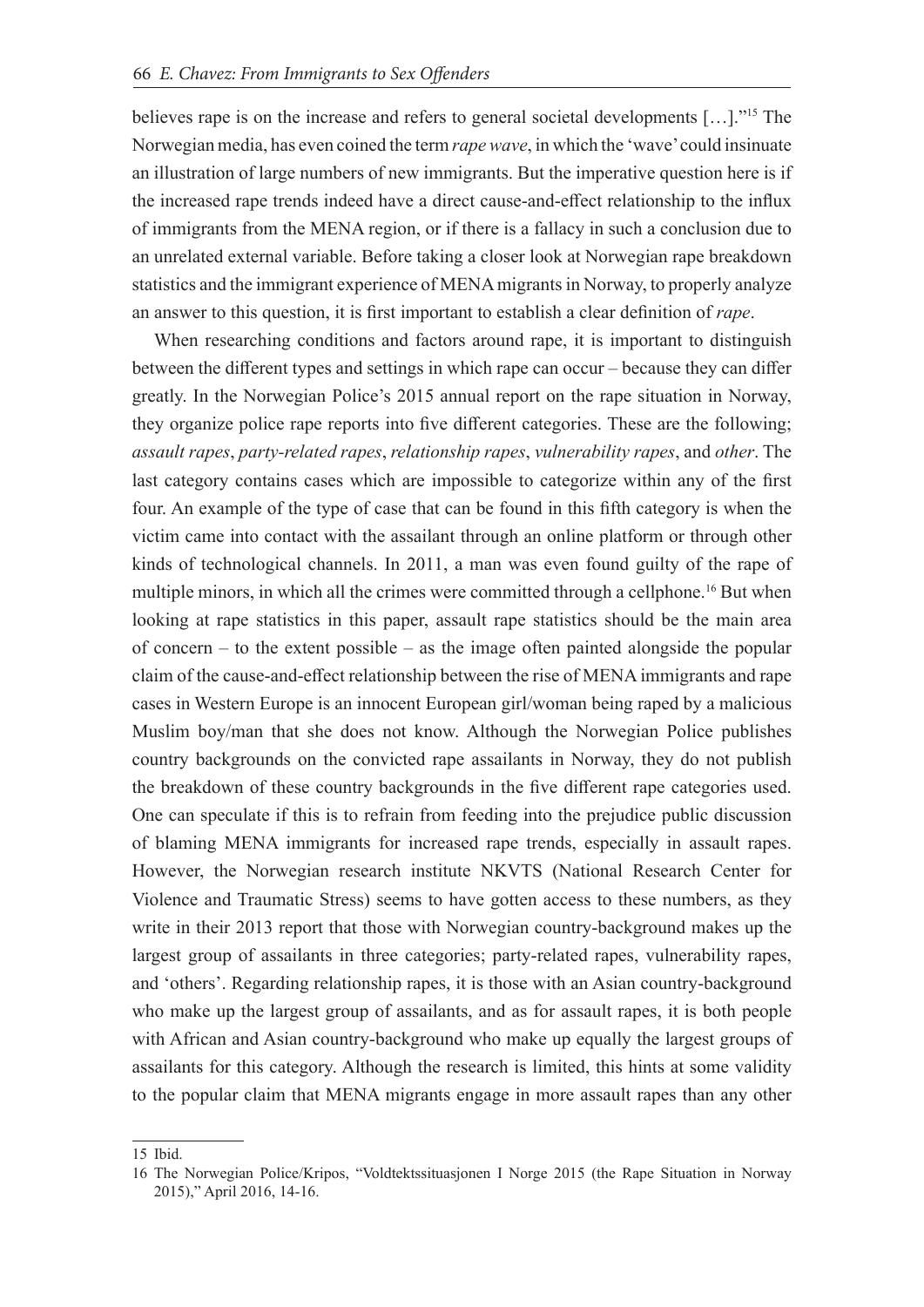believes rape is on the increase and refers to general societal developments […]."[15] The Norwegian media, has even coined the term *rape wave*, in which the 'wave' could insinuate an illustration of large numbers of new immigrants. But the imperative question here is if the increased rape trends indeed have a direct cause-and-effect relationship to the influx of immigrants from the MENA region, or if there is a fallacy in such a conclusion due to an unrelated external variable. Before taking a closer look at Norwegian rape breakdown statistics and the immigrant experience of MENA migrants in Norway, to properly analyze an answer to this question, it is first important to establish a clear definition of *rape*.

When researching conditions and factors around rape, it is important to distinguish between the different types and settings in which rape can occur – because they can differ greatly. In the Norwegian Police's 2015 annual report on the rape situation in Norway, they organize police rape reports into five different categories. These are the following; *assault rapes*, *party-related rapes*, *relationship rapes*, *vulnerability rapes*, and *other*. The last category contains cases which are impossible to categorize within any of the first four. An example of the type of case that can be found in this fifth category is when the victim came into contact with the assailant through an online platform or through other kinds of technological channels. In 2011, a man was even found guilty of the rape of multiple minors, in which all the crimes were committed through a cellphone.[16] But when looking at rape statistics in this paper, assault rape statistics should be the main area of concern – to the extent possible – as the image often painted alongside the popular claim of the cause-and-effect relationship between the rise of MENA immigrants and rape cases in Western Europe is an innocent European girl/woman being raped by a malicious Muslim boy/man that she does not know. Although the Norwegian Police publishes country backgrounds on the convicted rape assailants in Norway, they do not publish the breakdown of these country backgrounds in the five different rape categories used. One can speculate if this is to refrain from feeding into the prejudice public discussion of blaming MENA immigrants for increased rape trends, especially in assault rapes. However, the Norwegian research institute NKVTS (National Research Center for Violence and Traumatic Stress) seems to have gotten access to these numbers, as they write in their 2013 report that those with Norwegian country-background makes up the largest group of assailants in three categories; party-related rapes, vulnerability rapes, and 'others'. Regarding relationship rapes, it is those with an Asian country-background who make up the largest group of assailants, and as for assault rapes, it is both people with African and Asian country-background who make up equally the largest groups of assailants for this category. Although the research is limited, this hints at some validity to the popular claim that MENA migrants engage in more assault rapes than any other

15 Ibid.

16 The Norwegian Police/Kripos, "Voldtektssituasjonen I Norge 2015 (the Rape Situation in Norway 2015)," April 2016, 14-16.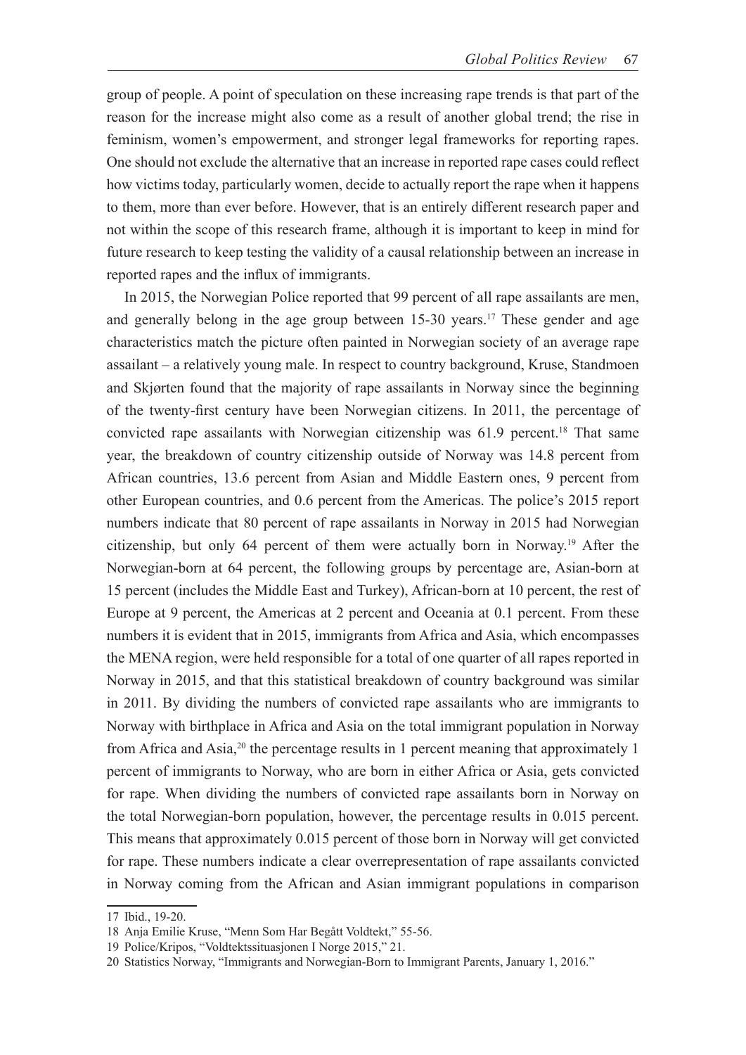group of people. A point of speculation on these increasing rape trends is that part of the reason for the increase might also come as a result of another global trend; the rise in feminism, women's empowerment, and stronger legal frameworks for reporting rapes. One should not exclude the alternative that an increase in reported rape cases could reflect how victims today, particularly women, decide to actually report the rape when it happens to them, more than ever before. However, that is an entirely different research paper and not within the scope of this research frame, although it is important to keep in mind for future research to keep testing the validity of a causal relationship between an increase in reported rapes and the influx of immigrants.

In 2015, the Norwegian Police reported that 99 percent of all rape assailants are men, and generally belong in the age group between 15-30 years.[17] These gender and age characteristics match the picture often painted in Norwegian society of an average rape assailant – a relatively young male. In respect to country background, Kruse, Standmoen and Skjørten found that the majority of rape assailants in Norway since the beginning of the twenty-first century have been Norwegian citizens. In 2011, the percentage of convicted rape assailants with Norwegian citizenship was 61.9 percent.[18] That same year, the breakdown of country citizenship outside of Norway was 14.8 percent from African countries, 13.6 percent from Asian and Middle Eastern ones, 9 percent from other European countries, and 0.6 percent from the Americas. The police's 2015 report numbers indicate that 80 percent of rape assailants in Norway in 2015 had Norwegian citizenship, but only 64 percent of them were actually born in Norway.[19] After the Norwegian-born at 64 percent, the following groups by percentage are, Asian-born at 15 percent (includes the Middle East and Turkey), African-born at 10 percent, the rest of Europe at 9 percent, the Americas at 2 percent and Oceania at 0.1 percent. From these numbers it is evident that in 2015, immigrants from Africa and Asia, which encompasses the MENA region, were held responsible for a total of one quarter of all rapes reported in Norway in 2015, and that this statistical breakdown of country background was similar in 2011. By dividing the numbers of convicted rape assailants who are immigrants to Norway with birthplace in Africa and Asia on the total immigrant population in Norway from Africa and Asia,[20] the percentage results in 1 percent meaning that approximately 1 percent of immigrants to Norway, who are born in either Africa or Asia, gets convicted for rape. When dividing the numbers of convicted rape assailants born in Norway on the total Norwegian-born population, however, the percentage results in 0.015 percent. This means that approximately 0.015 percent of those born in Norway will get convicted for rape. These numbers indicate a clear overrepresentation of rape assailants convicted in Norway coming from the African and Asian immigrant populations in comparison

---

17 Ibid., 19-20.

18 Anja Emilie Kruse, "Menn Som Har Begått Voldtekt," 55-56.

19 Police/Kripos, "Voldtektssituasjonen I Norge 2015," 21.

20 Statistics Norway, "Immigrants and Norwegian-Born to Immigrant Parents, January 1, 2016."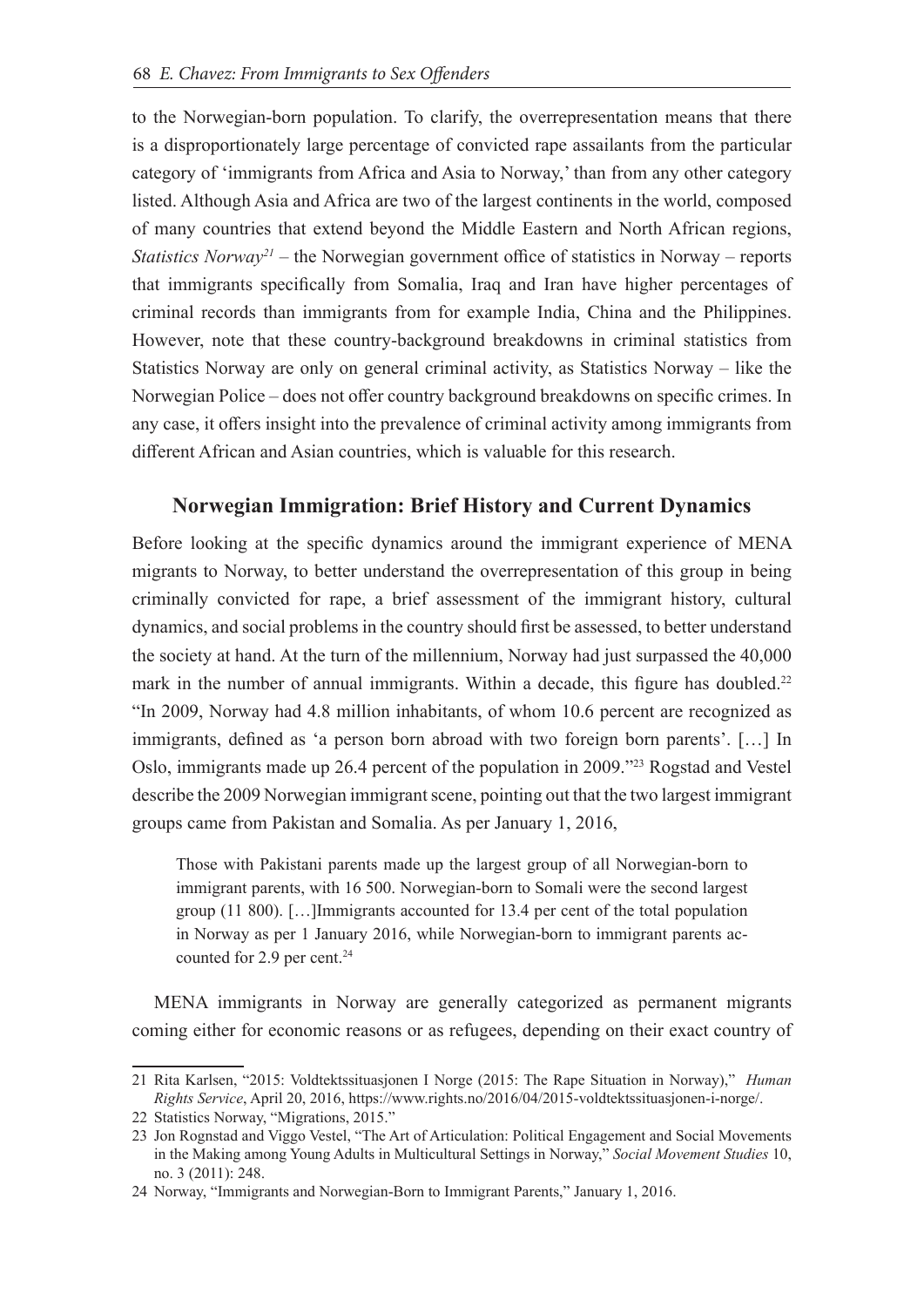to the Norwegian-born population. To clarify, the overrepresentation means that there is a disproportionately large percentage of convicted rape assailants from the particular category of 'immigrants from Africa and Asia to Norway,' than from any other category listed. Although Asia and Africa are two of the largest continents in the world, composed of many countries that extend beyond the Middle Eastern and North African regions, *Statistics Norway*[21] – the Norwegian government office of statistics in Norway – reports that immigrants specifically from Somalia, Iraq and Iran have higher percentages of criminal records than immigrants from for example India, China and the Philippines. However, note that these country-background breakdowns in criminal statistics from Statistics Norway are only on general criminal activity, as Statistics Norway – like the Norwegian Police – does not offer country background breakdowns on specific crimes. In any case, it offers insight into the prevalence of criminal activity among immigrants from different African and Asian countries, which is valuable for this research.

## Norwegian Immigration: Brief History and Current Dynamics

Before looking at the specific dynamics around the immigrant experience of MENA migrants to Norway, to better understand the overrepresentation of this group in being criminally convicted for rape, a brief assessment of the immigrant history, cultural dynamics, and social problems in the country should first be assessed, to better understand the society at hand. At the turn of the millennium, Norway had just surpassed the 40,000 mark in the number of annual immigrants. Within a decade, this figure has doubled.[22] "In 2009, Norway had 4.8 million inhabitants, of whom 10.6 percent are recognized as immigrants, defined as 'a person born abroad with two foreign born parents'. […] In Oslo, immigrants made up 26.4 percent of the population in 2009."[23] Rogstad and Vestel describe the 2009 Norwegian immigrant scene, pointing out that the two largest immigrant groups came from Pakistan and Somalia. As per January 1, 2016,

> Those with Pakistani parents made up the largest group of all Norwegian-born to immigrant parents, with 16 500. Norwegian-born to Somali were the second largest group (11 800). […]Immigrants accounted for 13.4 per cent of the total population in Norway as per 1 January 2016, while Norwegian-born to immigrant parents accounted for 2.9 per cent.[24]

MENA immigrants in Norway are generally categorized as permanent migrants coming either for economic reasons or as refugees, depending on their exact country of

---

21 Rita Karlsen, "2015: Voldtektssituasjonen I Norge (2015: The Rape Situation in Norway)," *Human Rights Service*, April 20, 2016, https://www.rights.no/2016/04/2015-voldtektssituasjonen-i-norge/.

22 Statistics Norway, "Migrations, 2015."

23 Jon Rognstad and Viggo Vestel, "The Art of Articulation: Political Engagement and Social Movements in the Making among Young Adults in Multicultural Settings in Norway," *Social Movement Studies* 10, no. 3 (2011): 248.

24 Norway, "Immigrants and Norwegian-Born to Immigrant Parents," January 1, 2016.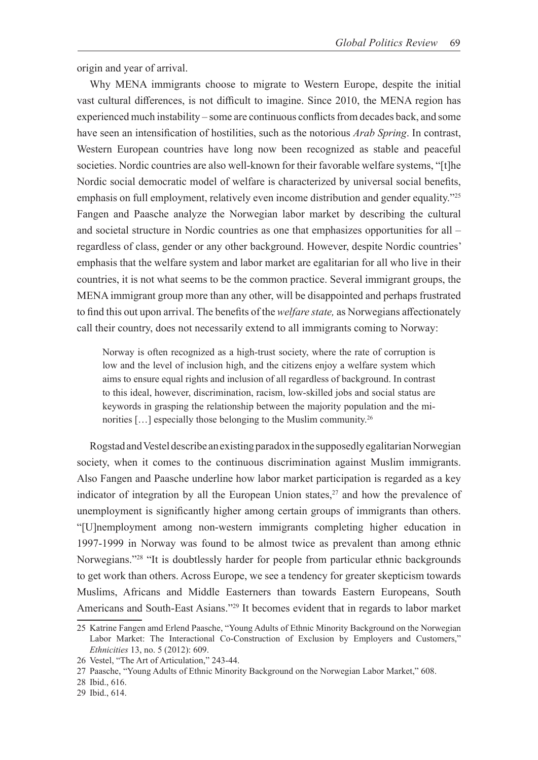origin and year of arrival.

Why MENA immigrants choose to migrate to Western Europe, despite the initial vast cultural differences, is not difficult to imagine. Since 2010, the MENA region has experienced much instability – some are continuous conflicts from decades back, and some have seen an intensification of hostilities, such as the notorious *Arab Spring*. In contrast, Western European countries have long now been recognized as stable and peaceful societies. Nordic countries are also well-known for their favorable welfare systems, "[t]he Nordic social democratic model of welfare is characterized by universal social benefits, emphasis on full employment, relatively even income distribution and gender equality."[25] Fangen and Paasche analyze the Norwegian labor market by describing the cultural and societal structure in Nordic countries as one that emphasizes opportunities for all – regardless of class, gender or any other background. However, despite Nordic countries' emphasis that the welfare system and labor market are egalitarian for all who live in their countries, it is not what seems to be the common practice. Several immigrant groups, the MENA immigrant group more than any other, will be disappointed and perhaps frustrated to find this out upon arrival. The benefits of the *welfare state,* as Norwegians affectionately call their country, does not necessarily extend to all immigrants coming to Norway:

> Norway is often recognized as a high-trust society, where the rate of corruption is low and the level of inclusion high, and the citizens enjoy a welfare system which aims to ensure equal rights and inclusion of all regardless of background. In contrast to this ideal, however, discrimination, racism, low-skilled jobs and social status are keywords in grasping the relationship between the majority population and the minorities […] especially those belonging to the Muslim community.[26]

Rogstad and Vestel describe an existing paradox in the supposedly egalitarian Norwegian society, when it comes to the continuous discrimination against Muslim immigrants. Also Fangen and Paasche underline how labor market participation is regarded as a key indicator of integration by all the European Union states,[27] and how the prevalence of unemployment is significantly higher among certain groups of immigrants than others. "[U]nemployment among non-western immigrants completing higher education in 1997-1999 in Norway was found to be almost twice as prevalent than among ethnic Norwegians."[28] "It is doubtlessly harder for people from particular ethnic backgrounds to get work than others. Across Europe, we see a tendency for greater skepticism towards Muslims, Africans and Middle Easterners than towards Eastern Europeans, South Americans and South-East Asians."[29] It becomes evident that in regards to labor market

25 Katrine Fangen amd Erlend Paasche, "Young Adults of Ethnic Minority Background on the Norwegian Labor Market: The Interactional Co-Construction of Exclusion by Employers and Customers," *Ethnicities* 13, no. 5 (2012): 609.

26 Vestel, "The Art of Articulation," 243-44.

27 Paasche, "Young Adults of Ethnic Minority Background on the Norwegian Labor Market," 608.

28 Ibid., 616.

29 Ibid., 614.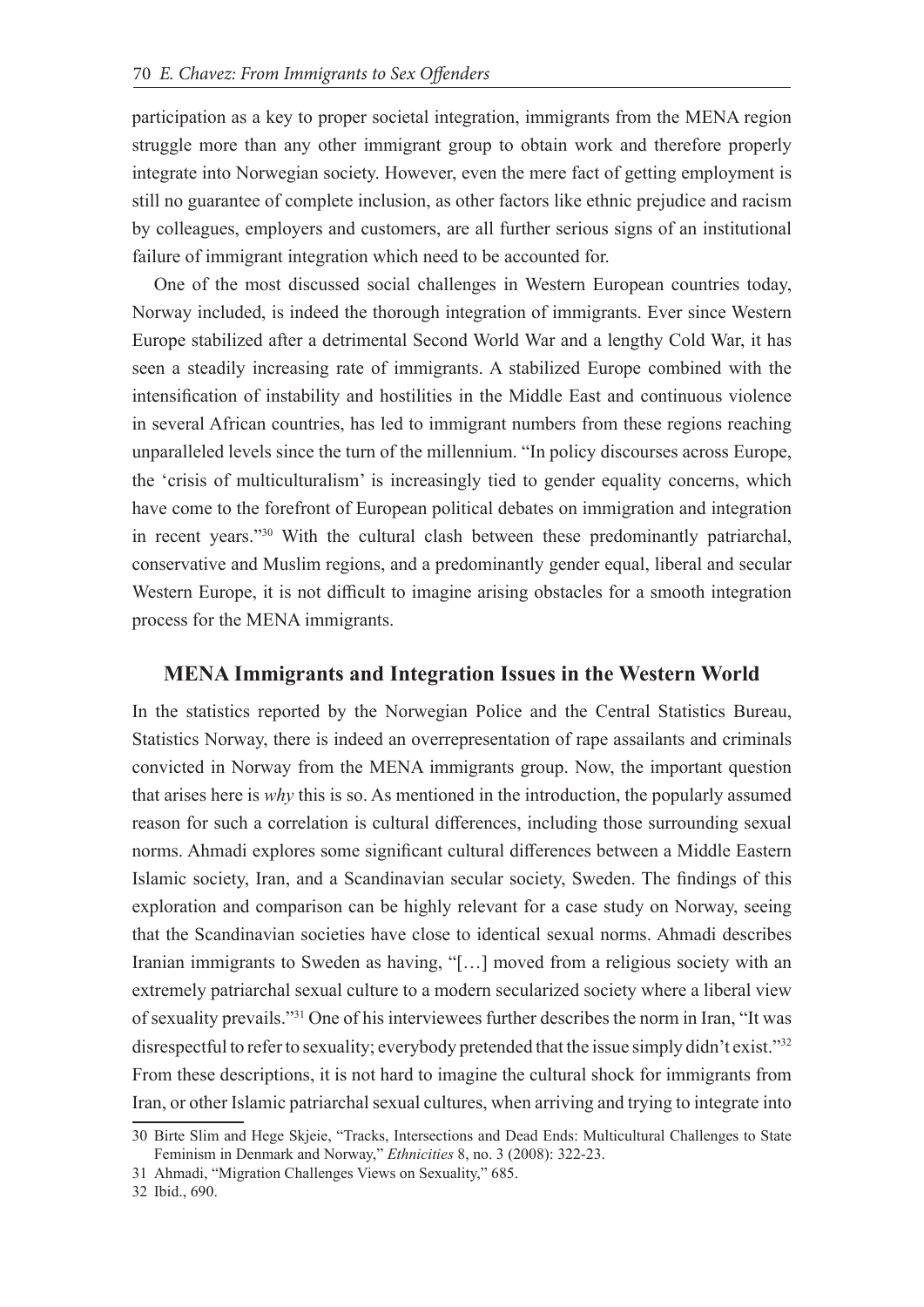participation as a key to proper societal integration, immigrants from the MENA region struggle more than any other immigrant group to obtain work and therefore properly integrate into Norwegian society. However, even the mere fact of getting employment is still no guarantee of complete inclusion, as other factors like ethnic prejudice and racism by colleagues, employers and customers, are all further serious signs of an institutional failure of immigrant integration which need to be accounted for.

One of the most discussed social challenges in Western European countries today, Norway included, is indeed the thorough integration of immigrants. Ever since Western Europe stabilized after a detrimental Second World War and a lengthy Cold War, it has seen a steadily increasing rate of immigrants. A stabilized Europe combined with the intensification of instability and hostilities in the Middle East and continuous violence in several African countries, has led to immigrant numbers from these regions reaching unparalleled levels since the turn of the millennium. "In policy discourses across Europe, the 'crisis of multiculturalism' is increasingly tied to gender equality concerns, which have come to the forefront of European political debates on immigration and integration in recent years."[30] With the cultural clash between these predominantly patriarchal, conservative and Muslim regions, and a predominantly gender equal, liberal and secular Western Europe, it is not difficult to imagine arising obstacles for a smooth integration process for the MENA immigrants.

## MENA Immigrants and Integration Issues in the Western World

In the statistics reported by the Norwegian Police and the Central Statistics Bureau, Statistics Norway, there is indeed an overrepresentation of rape assailants and criminals convicted in Norway from the MENA immigrants group. Now, the important question that arises here is *why* this is so. As mentioned in the introduction, the popularly assumed reason for such a correlation is cultural differences, including those surrounding sexual norms. Ahmadi explores some significant cultural differences between a Middle Eastern Islamic society, Iran, and a Scandinavian secular society, Sweden. The findings of this exploration and comparison can be highly relevant for a case study on Norway, seeing that the Scandinavian societies have close to identical sexual norms. Ahmadi describes Iranian immigrants to Sweden as having, "[…] moved from a religious society with an extremely patriarchal sexual culture to a modern secularized society where a liberal view of sexuality prevails."[31] One of his interviewees further describes the norm in Iran, "It was disrespectful to refer to sexuality; everybody pretended that the issue simply didn't exist."[32] From these descriptions, it is not hard to imagine the cultural shock for immigrants from Iran, or other Islamic patriarchal sexual cultures, when arriving and trying to integrate into

30 Birte Slim and Hege Skjeie, "Tracks, Intersections and Dead Ends: Multicultural Challenges to State Feminism in Denmark and Norway," *Ethnicities* 8, no. 3 (2008): 322-23.

31 Ahmadi, "Migration Challenges Views on Sexuality," 685.

32 Ibid., 690.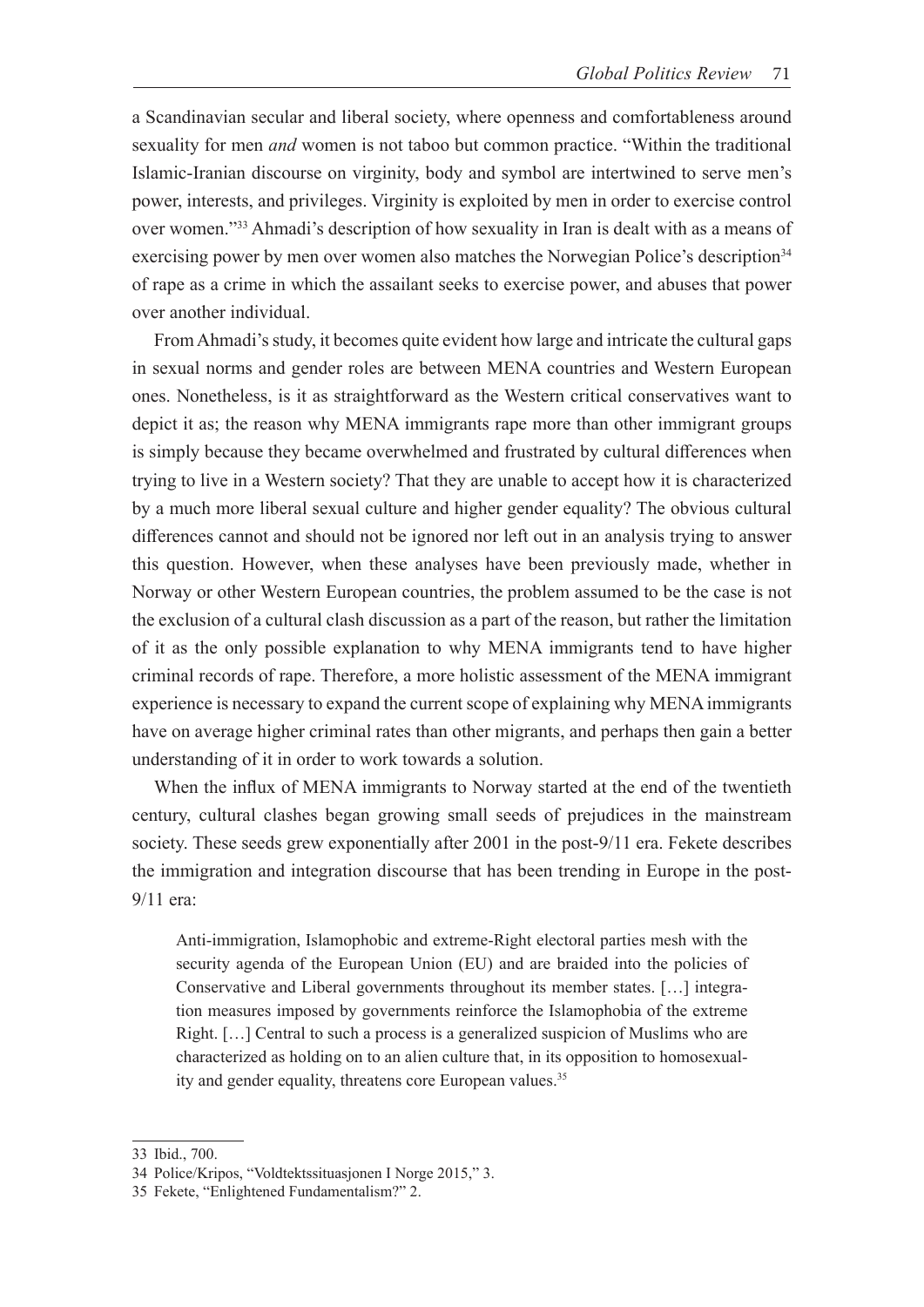a Scandinavian secular and liberal society, where openness and comfortableness around sexuality for men *and* women is not taboo but common practice. "Within the traditional Islamic-Iranian discourse on virginity, body and symbol are intertwined to serve men's power, interests, and privileges. Virginity is exploited by men in order to exercise control over women."[33] Ahmadi's description of how sexuality in Iran is dealt with as a means of exercising power by men over women also matches the Norwegian Police's description[34] of rape as a crime in which the assailant seeks to exercise power, and abuses that power over another individual.

From Ahmadi's study, it becomes quite evident how large and intricate the cultural gaps in sexual norms and gender roles are between MENA countries and Western European ones. Nonetheless, is it as straightforward as the Western critical conservatives want to depict it as; the reason why MENA immigrants rape more than other immigrant groups is simply because they became overwhelmed and frustrated by cultural differences when trying to live in a Western society? That they are unable to accept how it is characterized by a much more liberal sexual culture and higher gender equality? The obvious cultural differences cannot and should not be ignored nor left out in an analysis trying to answer this question. However, when these analyses have been previously made, whether in Norway or other Western European countries, the problem assumed to be the case is not the exclusion of a cultural clash discussion as a part of the reason, but rather the limitation of it as the only possible explanation to why MENA immigrants tend to have higher criminal records of rape. Therefore, a more holistic assessment of the MENA immigrant experience is necessary to expand the current scope of explaining why MENA immigrants have on average higher criminal rates than other migrants, and perhaps then gain a better understanding of it in order to work towards a solution.

When the influx of MENA immigrants to Norway started at the end of the twentieth century, cultural clashes began growing small seeds of prejudices in the mainstream society. These seeds grew exponentially after 2001 in the post-9/11 era. Fekete describes the immigration and integration discourse that has been trending in Europe in the post-9/11 era:

> Anti-immigration, Islamophobic and extreme-Right electoral parties mesh with the security agenda of the European Union (EU) and are braided into the policies of Conservative and Liberal governments throughout its member states. […] integration measures imposed by governments reinforce the Islamophobia of the extreme Right. […] Central to such a process is a generalized suspicion of Muslims who are characterized as holding on to an alien culture that, in its opposition to homosexuality and gender equality, threatens core European values.[35]

---

33 Ibid., 700.

34 Police/Kripos, "Voldtektssituasjonen I Norge 2015," 3.

35 Fekete, "Enlightened Fundamentalism?" 2.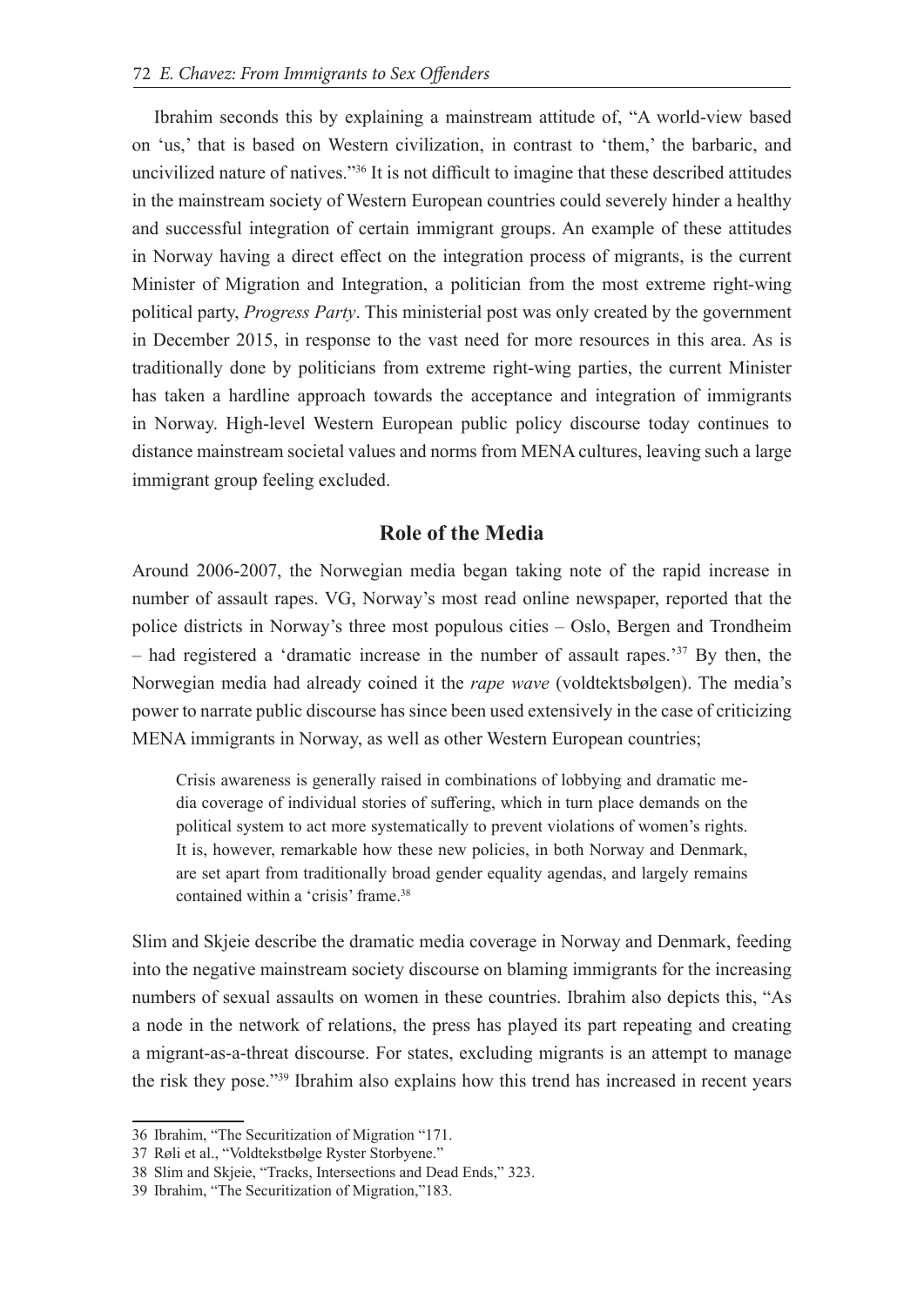Ibrahim seconds this by explaining a mainstream attitude of, "A world-view based on 'us,' that is based on Western civilization, in contrast to 'them,' the barbaric, and uncivilized nature of natives."[36] It is not difficult to imagine that these described attitudes in the mainstream society of Western European countries could severely hinder a healthy and successful integration of certain immigrant groups. An example of these attitudes in Norway having a direct effect on the integration process of migrants, is the current Minister of Migration and Integration, a politician from the most extreme right-wing political party, *Progress Party*. This ministerial post was only created by the government in December 2015, in response to the vast need for more resources in this area. As is traditionally done by politicians from extreme right-wing parties, the current Minister has taken a hardline approach towards the acceptance and integration of immigrants in Norway. High-level Western European public policy discourse today continues to distance mainstream societal values and norms from MENA cultures, leaving such a large immigrant group feeling excluded.

## Role of the Media

Around 2006-2007, the Norwegian media began taking note of the rapid increase in number of assault rapes. VG, Norway's most read online newspaper, reported that the police districts in Norway's three most populous cities – Oslo, Bergen and Trondheim – had registered a 'dramatic increase in the number of assault rapes.'[37] By then, the Norwegian media had already coined it the *rape wave* (voldtektsbølgen). The media's power to narrate public discourse has since been used extensively in the case of criticizing MENA immigrants in Norway, as well as other Western European countries;

> Crisis awareness is generally raised in combinations of lobbying and dramatic media coverage of individual stories of suffering, which in turn place demands on the political system to act more systematically to prevent violations of women's rights. It is, however, remarkable how these new policies, in both Norway and Denmark, are set apart from traditionally broad gender equality agendas, and largely remains contained within a 'crisis' frame.[38]

Slim and Skjeie describe the dramatic media coverage in Norway and Denmark, feeding into the negative mainstream society discourse on blaming immigrants for the increasing numbers of sexual assaults on women in these countries. Ibrahim also depicts this, "As a node in the network of relations, the press has played its part repeating and creating a migrant-as-a-threat discourse. For states, excluding migrants is an attempt to manage the risk they pose."[39] Ibrahim also explains how this trend has increased in recent years

---

36 Ibrahim, "The Securitization of Migration "171.

37 Røli et al., "Voldtekstbølge Ryster Storbyene."

38 Slim and Skjeie, "Tracks, Intersections and Dead Ends," 323.

39 Ibrahim, "The Securitization of Migration,"183.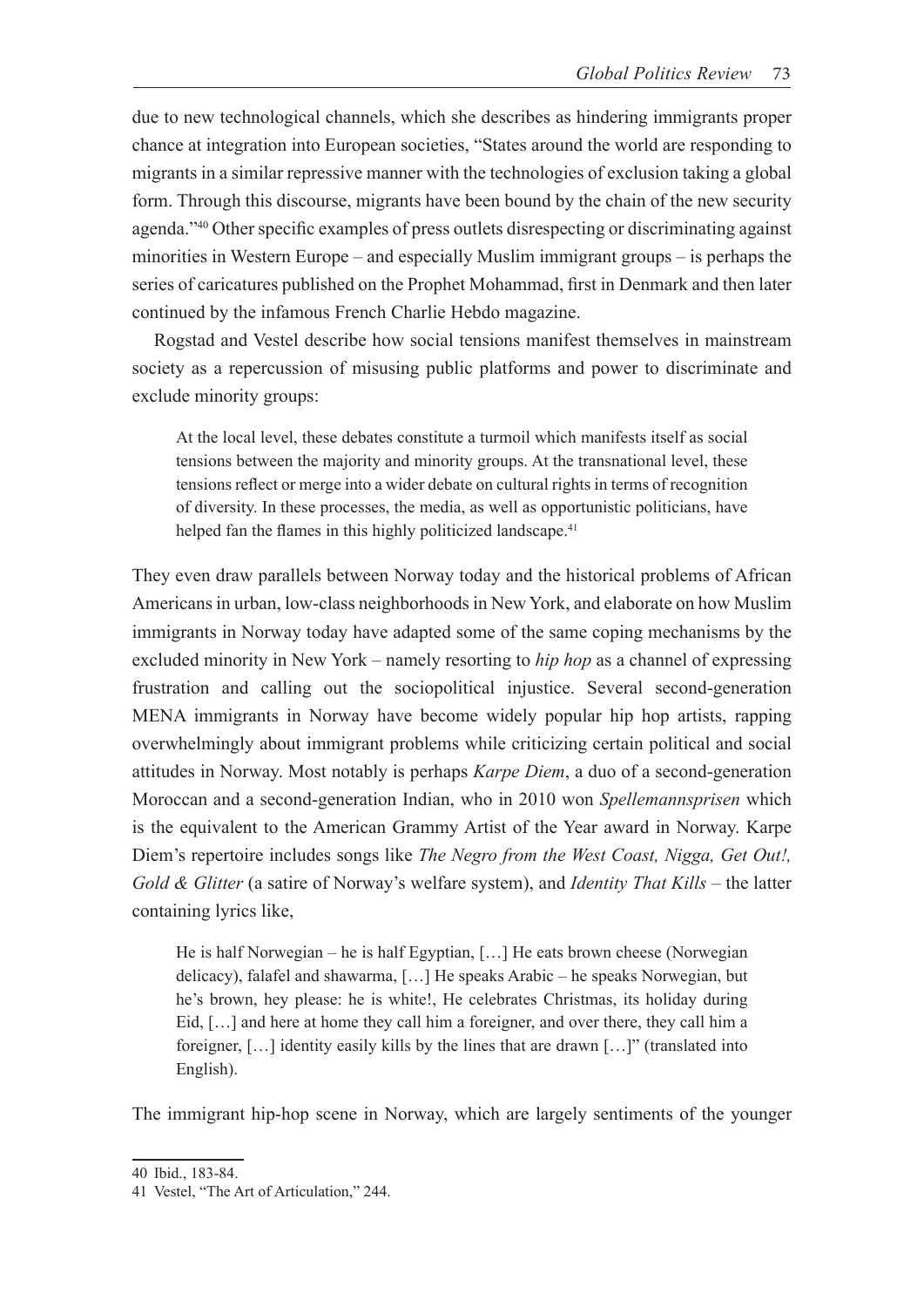due to new technological channels, which she describes as hindering immigrants proper chance at integration into European societies, "States around the world are responding to migrants in a similar repressive manner with the technologies of exclusion taking a global form. Through this discourse, migrants have been bound by the chain of the new security agenda."[40] Other specific examples of press outlets disrespecting or discriminating against minorities in Western Europe – and especially Muslim immigrant groups – is perhaps the series of caricatures published on the Prophet Mohammad, first in Denmark and then later continued by the infamous French Charlie Hebdo magazine.

Rogstad and Vestel describe how social tensions manifest themselves in mainstream society as a repercussion of misusing public platforms and power to discriminate and exclude minority groups:

> At the local level, these debates constitute a turmoil which manifests itself as social tensions between the majority and minority groups. At the transnational level, these tensions reflect or merge into a wider debate on cultural rights in terms of recognition of diversity. In these processes, the media, as well as opportunistic politicians, have helped fan the flames in this highly politicized landscape.[41]

They even draw parallels between Norway today and the historical problems of African Americans in urban, low-class neighborhoods in New York, and elaborate on how Muslim immigrants in Norway today have adapted some of the same coping mechanisms by the excluded minority in New York – namely resorting to *hip hop* as a channel of expressing frustration and calling out the sociopolitical injustice. Several second-generation MENA immigrants in Norway have become widely popular hip hop artists, rapping overwhelmingly about immigrant problems while criticizing certain political and social attitudes in Norway. Most notably is perhaps *Karpe Diem*, a duo of a second-generation Moroccan and a second-generation Indian, who in 2010 won *Spellemannsprisen* which is the equivalent to the American Grammy Artist of the Year award in Norway. Karpe Diem's repertoire includes songs like *The Negro from the West Coast, Nigga, Get Out!, Gold & Glitter* (a satire of Norway's welfare system), and *Identity That Kills* – the latter containing lyrics like,

> He is half Norwegian – he is half Egyptian, […] He eats brown cheese (Norwegian delicacy), falafel and shawarma, […] He speaks Arabic – he speaks Norwegian, but he's brown, hey please: he is white!, He celebrates Christmas, its holiday during Eid, […] and here at home they call him a foreigner, and over there, they call him a foreigner, […] identity easily kills by the lines that are drawn […]" (translated into English).

The immigrant hip-hop scene in Norway, which are largely sentiments of the younger

---

40 Ibid., 183-84.

41 Vestel, "The Art of Articulation," 244.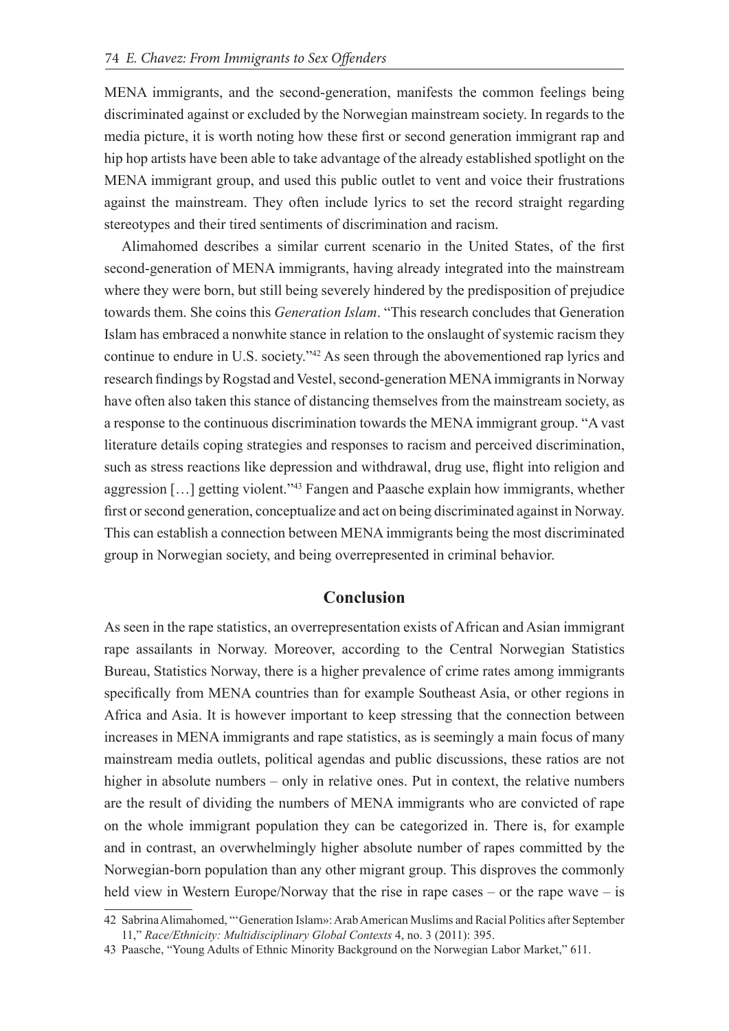MENA immigrants, and the second-generation, manifests the common feelings being discriminated against or excluded by the Norwegian mainstream society. In regards to the media picture, it is worth noting how these first or second generation immigrant rap and hip hop artists have been able to take advantage of the already established spotlight on the MENA immigrant group, and used this public outlet to vent and voice their frustrations against the mainstream. They often include lyrics to set the record straight regarding stereotypes and their tired sentiments of discrimination and racism.

Alimahomed describes a similar current scenario in the United States, of the first second-generation of MENA immigrants, having already integrated into the mainstream where they were born, but still being severely hindered by the predisposition of prejudice towards them. She coins this *Generation Islam*. "This research concludes that Generation Islam has embraced a nonwhite stance in relation to the onslaught of systemic racism they continue to endure in U.S. society."[42] As seen through the abovementioned rap lyrics and research findings by Rogstad and Vestel, second-generation MENA immigrants in Norway have often also taken this stance of distancing themselves from the mainstream society, as a response to the continuous discrimination towards the MENA immigrant group. "A vast literature details coping strategies and responses to racism and perceived discrimination, such as stress reactions like depression and withdrawal, drug use, flight into religion and aggression […] getting violent."[43] Fangen and Paasche explain how immigrants, whether first or second generation, conceptualize and act on being discriminated against in Norway. This can establish a connection between MENA immigrants being the most discriminated group in Norwegian society, and being overrepresented in criminal behavior.

## Conclusion

As seen in the rape statistics, an overrepresentation exists of African and Asian immigrant rape assailants in Norway. Moreover, according to the Central Norwegian Statistics Bureau, Statistics Norway, there is a higher prevalence of crime rates among immigrants specifically from MENA countries than for example Southeast Asia, or other regions in Africa and Asia. It is however important to keep stressing that the connection between increases in MENA immigrants and rape statistics, as is seemingly a main focus of many mainstream media outlets, political agendas and public discussions, these ratios are not higher in absolute numbers – only in relative ones. Put in context, the relative numbers are the result of dividing the numbers of MENA immigrants who are convicted of rape on the whole immigrant population they can be categorized in. There is, for example and in contrast, an overwhelmingly higher absolute number of rapes committed by the Norwegian-born population than any other migrant group. This disproves the commonly held view in Western Europe/Norway that the rise in rape cases – or the rape wave – is

42 Sabrina Alimahomed, "'Generation Islam»: Arab American Muslims and Racial Politics after September 11," *Race/Ethnicity: Multidisciplinary Global Contexts* 4, no. 3 (2011): 395.

43 Paasche, "Young Adults of Ethnic Minority Background on the Norwegian Labor Market," 611.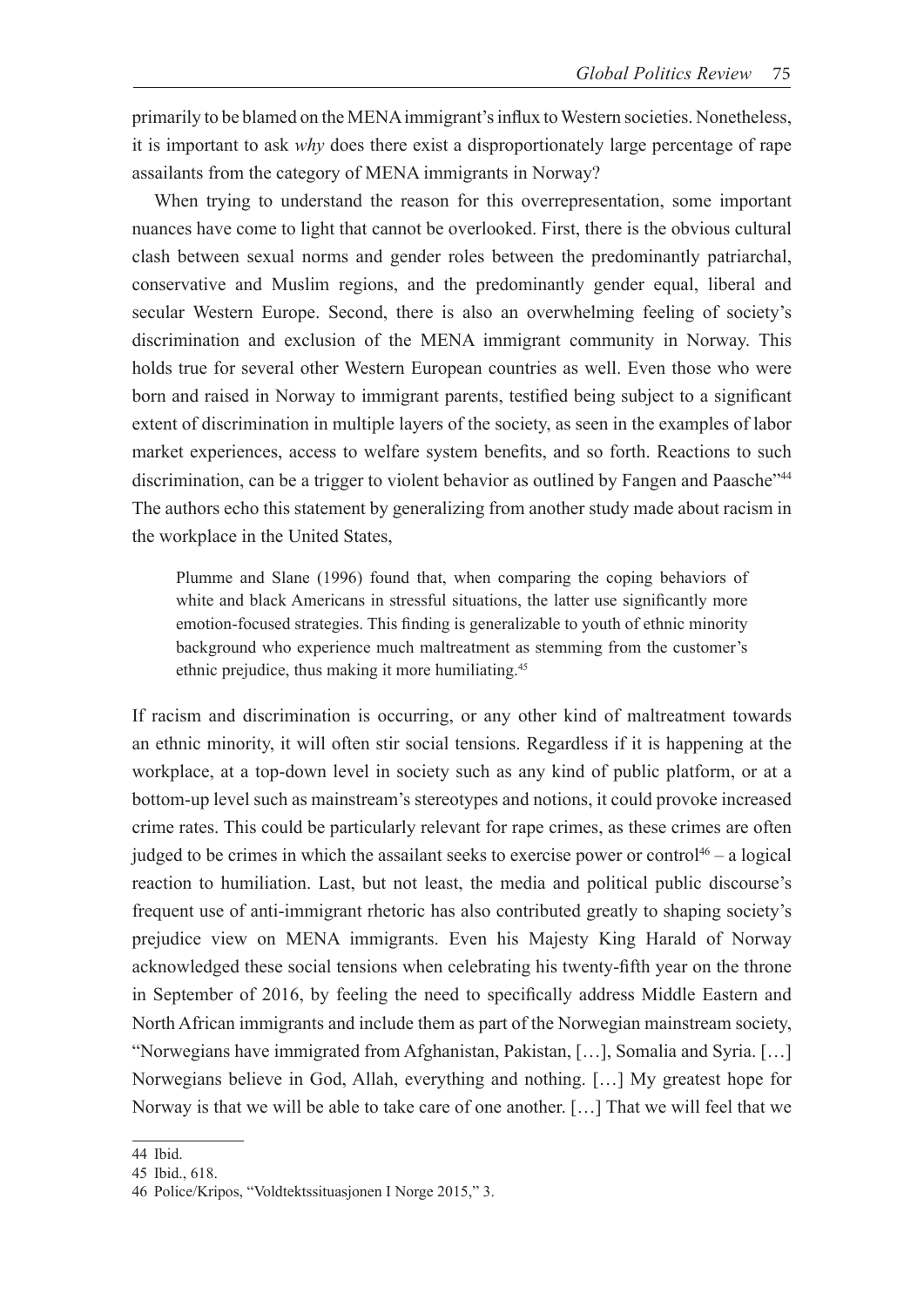primarily to be blamed on the MENA immigrant's influx to Western societies. Nonetheless, it is important to ask *why* does there exist a disproportionately large percentage of rape assailants from the category of MENA immigrants in Norway?

When trying to understand the reason for this overrepresentation, some important nuances have come to light that cannot be overlooked. First, there is the obvious cultural clash between sexual norms and gender roles between the predominantly patriarchal, conservative and Muslim regions, and the predominantly gender equal, liberal and secular Western Europe. Second, there is also an overwhelming feeling of society's discrimination and exclusion of the MENA immigrant community in Norway. This holds true for several other Western European countries as well. Even those who were born and raised in Norway to immigrant parents, testified being subject to a significant extent of discrimination in multiple layers of the society, as seen in the examples of labor market experiences, access to welfare system benefits, and so forth. Reactions to such discrimination, can be a trigger to violent behavior as outlined by Fangen and Paasche"[44] The authors echo this statement by generalizing from another study made about racism in the workplace in the United States,

> Plumme and Slane (1996) found that, when comparing the coping behaviors of white and black Americans in stressful situations, the latter use significantly more emotion-focused strategies. This finding is generalizable to youth of ethnic minority background who experience much maltreatment as stemming from the customer's ethnic prejudice, thus making it more humiliating.[45]

If racism and discrimination is occurring, or any other kind of maltreatment towards an ethnic minority, it will often stir social tensions. Regardless if it is happening at the workplace, at a top-down level in society such as any kind of public platform, or at a bottom-up level such as mainstream's stereotypes and notions, it could provoke increased crime rates. This could be particularly relevant for rape crimes, as these crimes are often judged to be crimes in which the assailant seeks to exercise power or control[46] – a logical reaction to humiliation. Last, but not least, the media and political public discourse's frequent use of anti-immigrant rhetoric has also contributed greatly to shaping society's prejudice view on MENA immigrants. Even his Majesty King Harald of Norway acknowledged these social tensions when celebrating his twenty-fifth year on the throne in September of 2016, by feeling the need to specifically address Middle Eastern and North African immigrants and include them as part of the Norwegian mainstream society, "Norwegians have immigrated from Afghanistan, Pakistan, […], Somalia and Syria. […] Norwegians believe in God, Allah, everything and nothing. […] My greatest hope for Norway is that we will be able to take care of one another. […] That we will feel that we

---

44 Ibid.

45 Ibid., 618.

46 Police/Kripos, "Voldtektssituasjonen I Norge 2015," 3.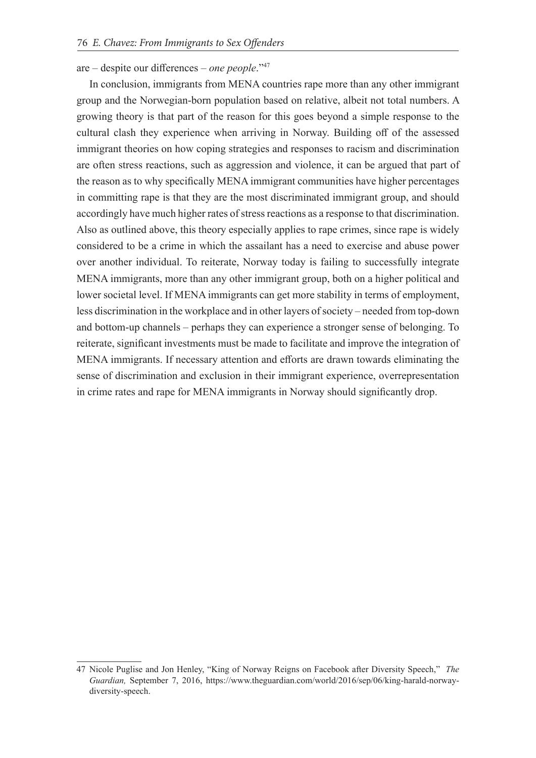are – despite our differences – *one people*."[47]

In conclusion, immigrants from MENA countries rape more than any other immigrant group and the Norwegian-born population based on relative, albeit not total numbers. A growing theory is that part of the reason for this goes beyond a simple response to the cultural clash they experience when arriving in Norway. Building off of the assessed immigrant theories on how coping strategies and responses to racism and discrimination are often stress reactions, such as aggression and violence, it can be argued that part of the reason as to why specifically MENA immigrant communities have higher percentages in committing rape is that they are the most discriminated immigrant group, and should accordingly have much higher rates of stress reactions as a response to that discrimination. Also as outlined above, this theory especially applies to rape crimes, since rape is widely considered to be a crime in which the assailant has a need to exercise and abuse power over another individual. To reiterate, Norway today is failing to successfully integrate MENA immigrants, more than any other immigrant group, both on a higher political and lower societal level. If MENA immigrants can get more stability in terms of employment, less discrimination in the workplace and in other layers of society – needed from top-down and bottom-up channels – perhaps they can experience a stronger sense of belonging. To reiterate, significant investments must be made to facilitate and improve the integration of MENA immigrants. If necessary attention and efforts are drawn towards eliminating the sense of discrimination and exclusion in their immigrant experience, overrepresentation in crime rates and rape for MENA immigrants in Norway should significantly drop.

---

47 Nicole Puglise and Jon Henley, "King of Norway Reigns on Facebook after Diversity Speech," *The Guardian,* September 7, 2016, https://www.theguardian.com/world/2016/sep/06/king-harald-norway-diversity-speech.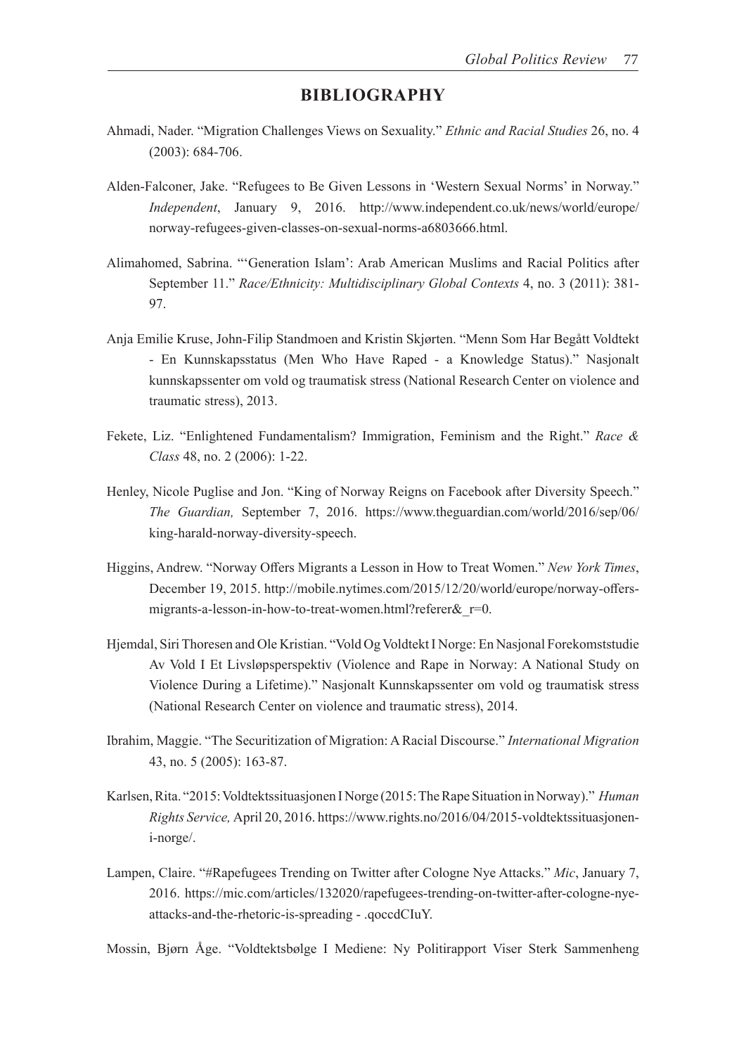## BIBLIOGRAPHY

Ahmadi, Nader. "Migration Challenges Views on Sexuality." *Ethnic and Racial Studies* 26, no. 4 (2003): 684-706.

Alden-Falconer, Jake. "Refugees to Be Given Lessons in 'Western Sexual Norms' in Norway." *Independent*, January 9, 2016. http://www.independent.co.uk/news/world/europe/norway-refugees-given-classes-on-sexual-norms-a6803666.html.

Alimahomed, Sabrina. "'Generation Islam': Arab American Muslims and Racial Politics after September 11." *Race/Ethnicity: Multidisciplinary Global Contexts* 4, no. 3 (2011): 381-97.

Anja Emilie Kruse, John-Filip Standmoen and Kristin Skjørten. "Menn Som Har Begått Voldtekt - En Kunnskapsstatus (Men Who Have Raped - a Knowledge Status)." Nasjonalt kunnskapssenter om vold og traumatisk stress (National Research Center on violence and traumatic stress), 2013.

Fekete, Liz. "Enlightened Fundamentalism? Immigration, Feminism and the Right." *Race & Class* 48, no. 2 (2006): 1-22.

Henley, Nicole Puglise and Jon. "King of Norway Reigns on Facebook after Diversity Speech." *The Guardian,* September 7, 2016. https://www.theguardian.com/world/2016/sep/06/king-harald-norway-diversity-speech.

Higgins, Andrew. "Norway Offers Migrants a Lesson in How to Treat Women." *New York Times*, December 19, 2015. http://mobile.nytimes.com/2015/12/20/world/europe/norway-offers-migrants-a-lesson-in-how-to-treat-women.html?referer&_r=0.

Hjemdal, Siri Thoresen and Ole Kristian. "Vold Og Voldtekt I Norge: En Nasjonal Forekomststudie Av Vold I Et Livsløpsperspektiv (Violence and Rape in Norway: A National Study on Violence During a Lifetime)." Nasjonalt Kunnskapssenter om vold og traumatisk stress (National Research Center on violence and traumatic stress), 2014.

Ibrahim, Maggie. "The Securitization of Migration: A Racial Discourse." *International Migration* 43, no. 5 (2005): 163-87.

Karlsen, Rita. "2015: Voldtektssituasjonen I Norge (2015: The Rape Situation in Norway)." *Human Rights Service,* April 20, 2016. https://www.rights.no/2016/04/2015-voldtektssituasjonen-i-norge/.

Lampen, Claire. "#Rapefugees Trending on Twitter after Cologne Nye Attacks." *Mic*, January 7, 2016. https://mic.com/articles/132020/rapefugees-trending-on-twitter-after-cologne-nye-attacks-and-the-rhetoric-is-spreading - .qoccdCIuY.

Mossin, Bjørn Åge. "Voldtektsbølge I Mediene: Ny Politirapport Viser Sterk Sammenheng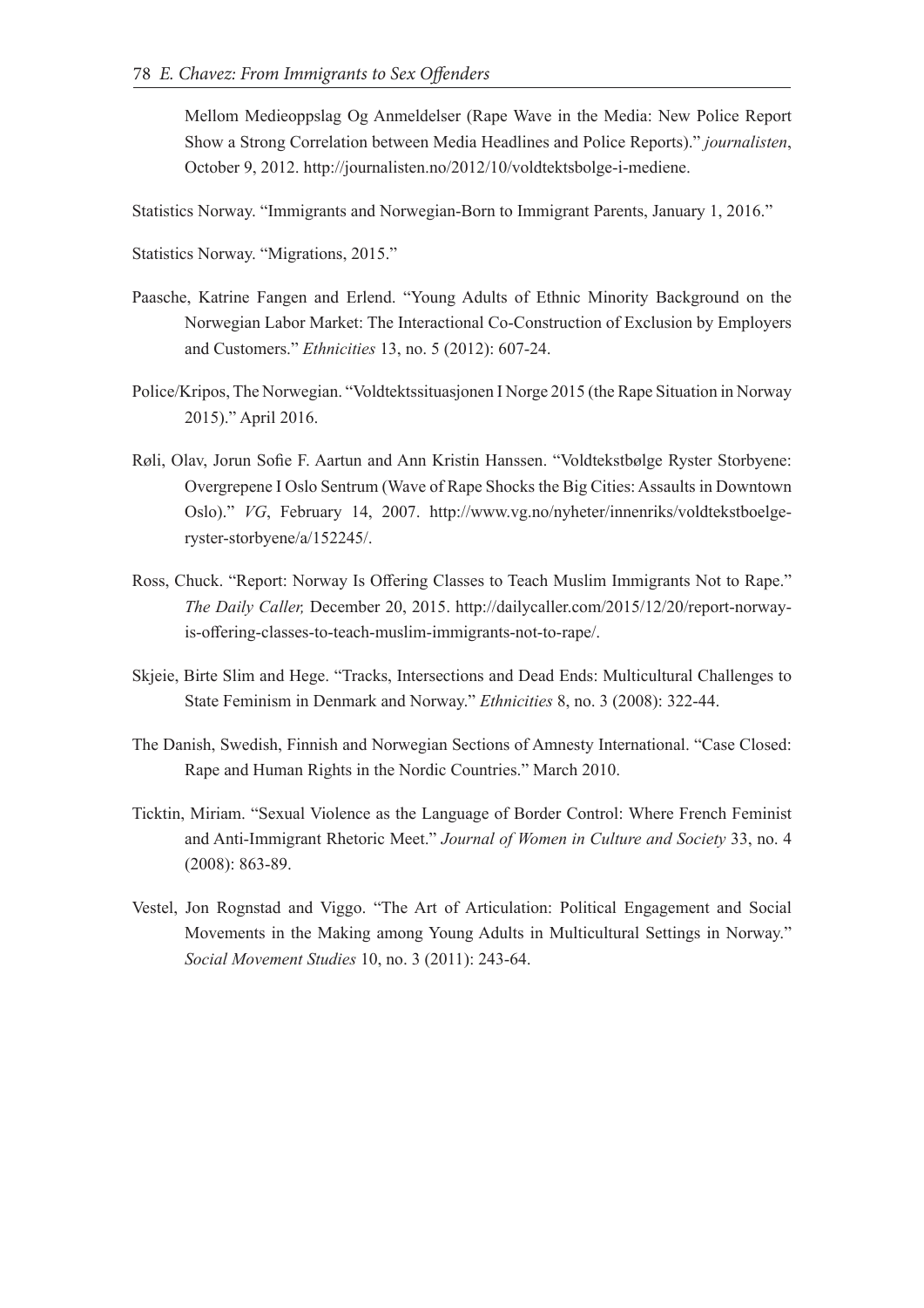Mellom Medieoppslag Og Anmeldelser (Rape Wave in the Media: New Police Report Show a Strong Correlation between Media Headlines and Police Reports)." *journalisten*, October 9, 2012. http://journalisten.no/2012/10/voldtektsbolge-i-mediene.

Statistics Norway. "Immigrants and Norwegian-Born to Immigrant Parents, January 1, 2016."

Statistics Norway. "Migrations, 2015."

Paasche, Katrine Fangen and Erlend. "Young Adults of Ethnic Minority Background on the Norwegian Labor Market: The Interactional Co-Construction of Exclusion by Employers and Customers." *Ethnicities* 13, no. 5 (2012): 607-24.

Police/Kripos, The Norwegian. "Voldtektssituasjonen I Norge 2015 (the Rape Situation in Norway 2015)." April 2016.

Røli, Olav, Jorun Sofie F. Aartun and Ann Kristin Hanssen. "Voldtekstbølge Ryster Storbyene: Overgrepene I Oslo Sentrum (Wave of Rape Shocks the Big Cities: Assaults in Downtown Oslo)." *VG*, February 14, 2007. http://www.vg.no/nyheter/innenriks/voldtekstboelge-ryster-storbyene/a/152245/.

Ross, Chuck. "Report: Norway Is Offering Classes to Teach Muslim Immigrants Not to Rape." *The Daily Caller,* December 20, 2015. http://dailycaller.com/2015/12/20/report-norway-is-offering-classes-to-teach-muslim-immigrants-not-to-rape/.

Skjeie, Birte Slim and Hege. "Tracks, Intersections and Dead Ends: Multicultural Challenges to State Feminism in Denmark and Norway." *Ethnicities* 8, no. 3 (2008): 322-44.

The Danish, Swedish, Finnish and Norwegian Sections of Amnesty International. "Case Closed: Rape and Human Rights in the Nordic Countries." March 2010.

Ticktin, Miriam. "Sexual Violence as the Language of Border Control: Where French Feminist and Anti-Immigrant Rhetoric Meet." *Journal of Women in Culture and Society* 33, no. 4 (2008): 863-89.

Vestel, Jon Rognstad and Viggo. "The Art of Articulation: Political Engagement and Social Movements in the Making among Young Adults in Multicultural Settings in Norway." *Social Movement Studies* 10, no. 3 (2011): 243-64.